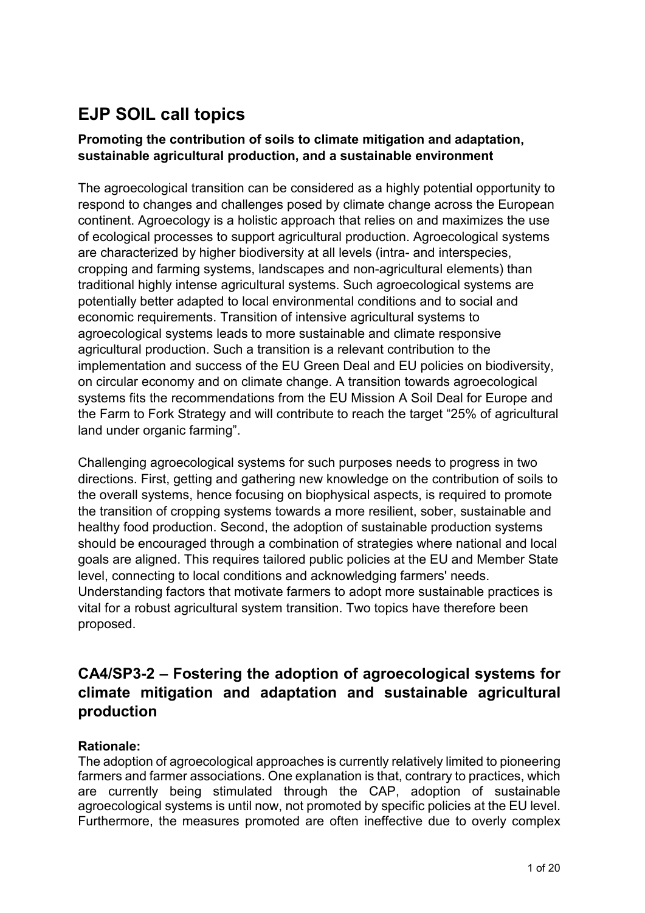# EJP SOIL call topics

**Promoting the contribution of soils to climate mitigation and adaptation, sustainable agricultural production, and a sustainable environment**

The agroecological transition can be considered as a highly potential opportunity to respond to changes and challenges posed by climate change across the European continent. Agroecology is a holistic approach that relies on and maximizes the use of ecological processes to support agricultural production. Agroecological systems are characterized by higher biodiversity at all levels (intra- and interspecies, cropping and farming systems, landscapes and non-agricultural elements) than traditional highly intense agricultural systems. Such agroecological systems are potentially better adapted to local environmental conditions and to social and economic requirements. Transition of intensive agricultural systems to agroecological systems leads to more sustainable and climate responsive agricultural production. Such a transition is a relevant contribution to the implementation and success of the EU Green Deal and EU policies on biodiversity, on circular economy and on climate change. A transition towards agroecological systems fits the recommendations from the EU Mission A Soil Deal for Europe and the Farm to Fork Strategy and will contribute to reach the target "25% of agricultural land under organic farming".

Challenging agroecological systems for such purposes needs to progress in two directions. First, getting and gathering new knowledge on the contribution of soils to the overall systems, hence focusing on biophysical aspects, is required to promote the transition of cropping systems towards a more resilient, sober, sustainable and healthy food production. Second, the adoption of sustainable production systems should be encouraged through a combination of strategies where national and local goals are aligned. This requires tailored public policies at the EU and Member State level, connecting to local conditions and acknowledging farmers' needs. Understanding factors that motivate farmers to adopt more sustainable practices is vital for a robust agricultural system transition. Two topics have therefore been proposed.

## CA4/SP3-2 – Fostering the adoption of agroecological systems for climate mitigation and adaptation and sustainable agricultural production

**Rationale:**

The adoption of agroecological approaches is currently relatively limited to pioneering farmers and farmer associations. One explanation is that, contrary to practices, which are currently being stimulated through the CAP, adoption of sustainable agroecological systems is until now, not promoted by specific policies at the EU level. Furthermore, the measures promoted are often ineffective due to overly complex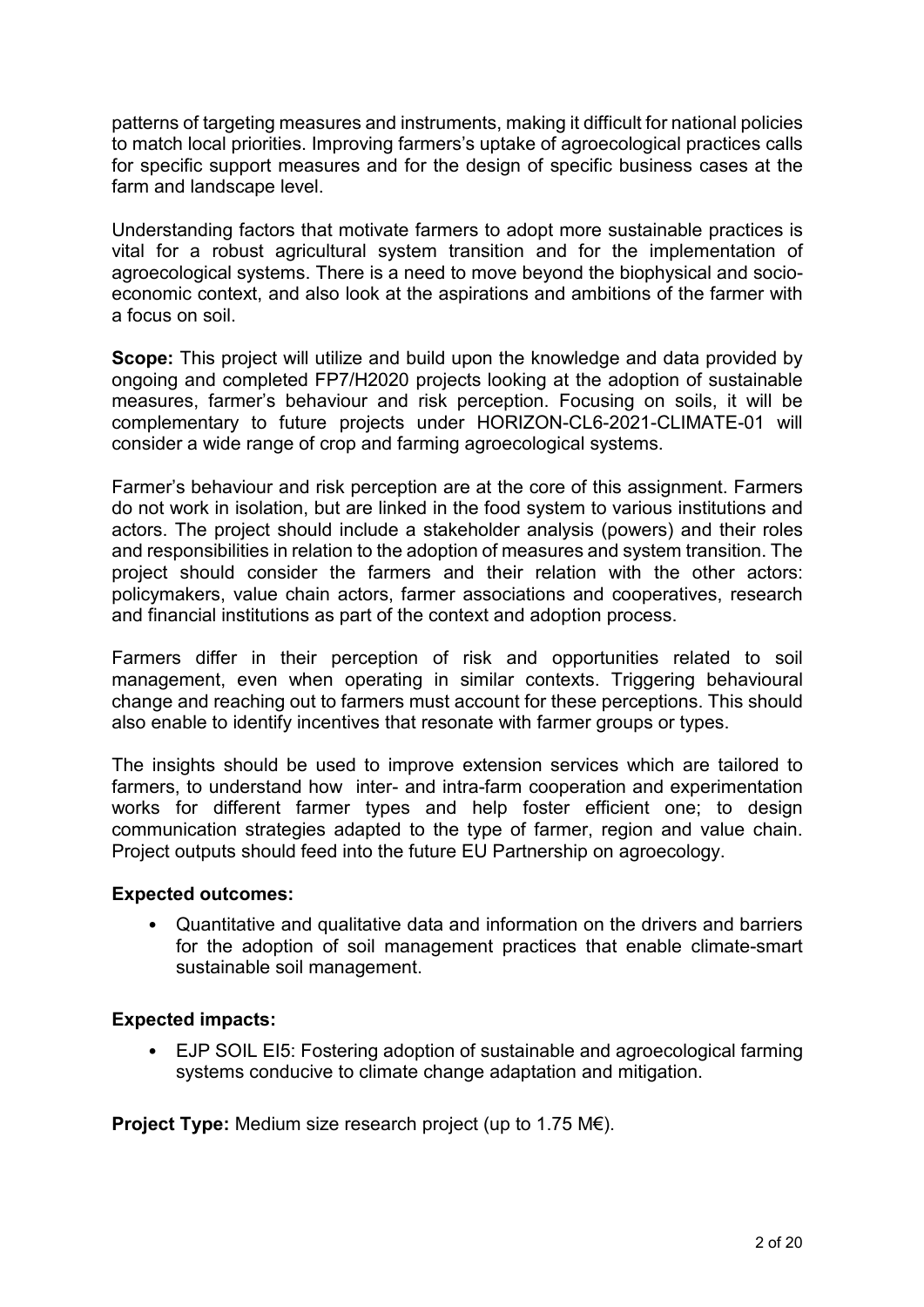patterns of targeting measures and instruments, making it difficult for national policies to match local priorities. Improving farmers's uptake of agroecological practices calls for specific support measures and for the design of specific business cases at the farm and landscape level.

Understanding factors that motivate farmers to adopt more sustainable practices is vital for a robust agricultural system transition and for the implementation of agroecological systems. There is a need to move beyond the biophysical and socio-economic context, and also look at the aspirations and ambitions of the farmer with a focus on soil.

**Scope:** This project will utilize and build upon the knowledge and data provided by ongoing and completed FP7/H2020 projects looking at the adoption of sustainable measures, farmer's behaviour and risk perception. Focusing on soils, it will be complementary to future projects under HORIZON-CL6-2021-CLIMATE-01 will consider a wide range of crop and farming agroecological systems.

Farmer's behaviour and risk perception are at the core of this assignment. Farmers do not work in isolation, but are linked in the food system to various institutions and actors. The project should include a stakeholder analysis (powers) and their roles and responsibilities in relation to the adoption of measures and system transition. The project should consider the farmers and their relation with the other actors: policymakers, value chain actors, farmer associations and cooperatives, research and financial institutions as part of the context and adoption process.

Farmers differ in their perception of risk and opportunities related to soil management, even when operating in similar contexts. Triggering behavioural change and reaching out to farmers must account for these perceptions. This should also enable to identify incentives that resonate with farmer groups or types.

The insights should be used to improve extension services which are tailored to farmers, to understand how inter- and intra-farm cooperation and experimentation works for different farmer types and help foster efficient one; to design communication strategies adapted to the type of farmer, region and value chain. Project outputs should feed into the future EU Partnership on agroecology.

**Expected outcomes:**

- Quantitative and qualitative data and information on the drivers and barriers for the adoption of soil management practices that enable climate-smart sustainable soil management.

**Expected impacts:**

- EJP SOIL EI5: Fostering adoption of sustainable and agroecological farming systems conducive to climate change adaptation and mitigation.

**Project Type:** Medium size research project (up to 1.75 M€).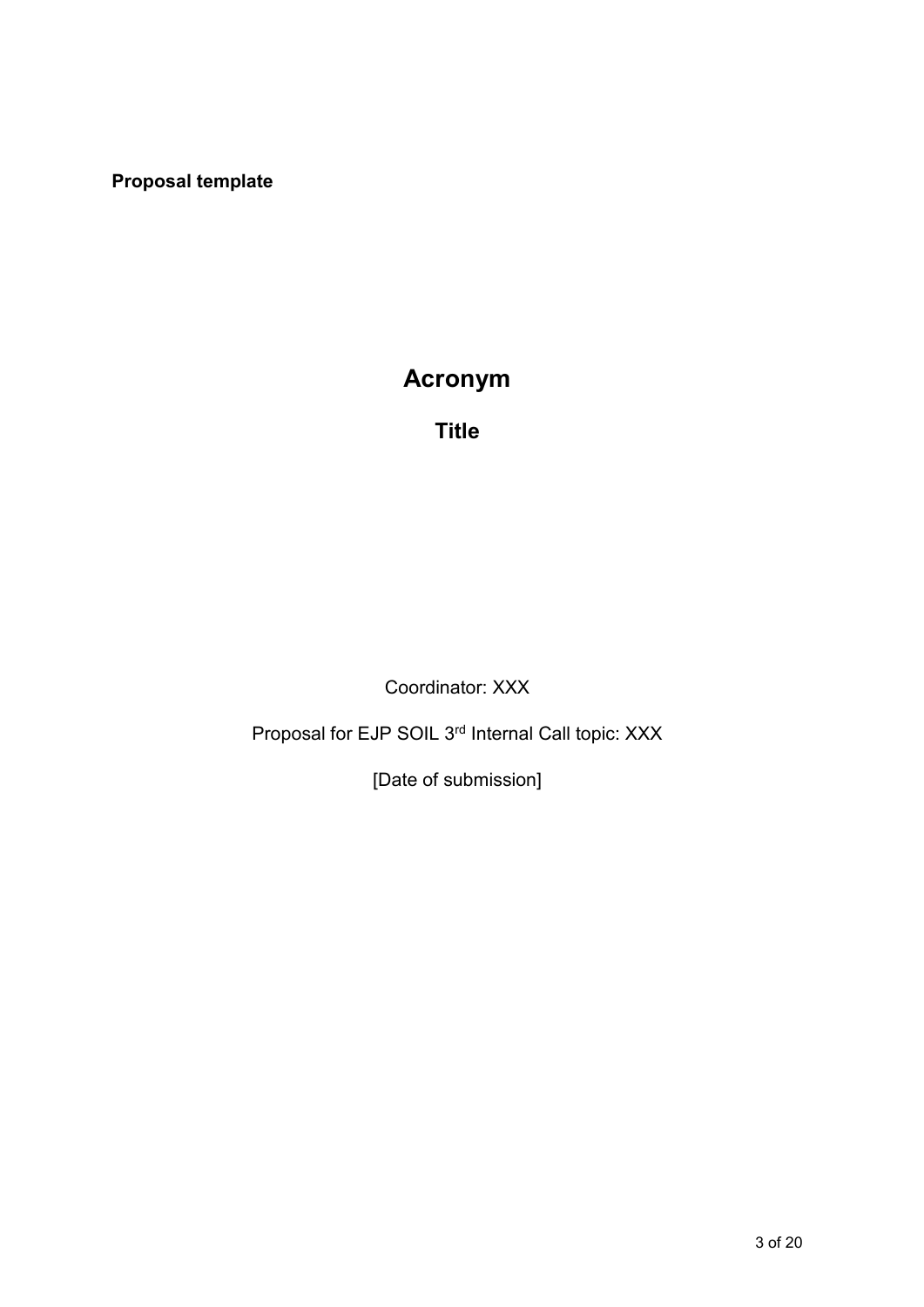**Proposal template**

# Acronym

## Title

Coordinator: XXX

Proposal for EJP SOIL 3rd Internal Call topic: XXX

[Date of submission]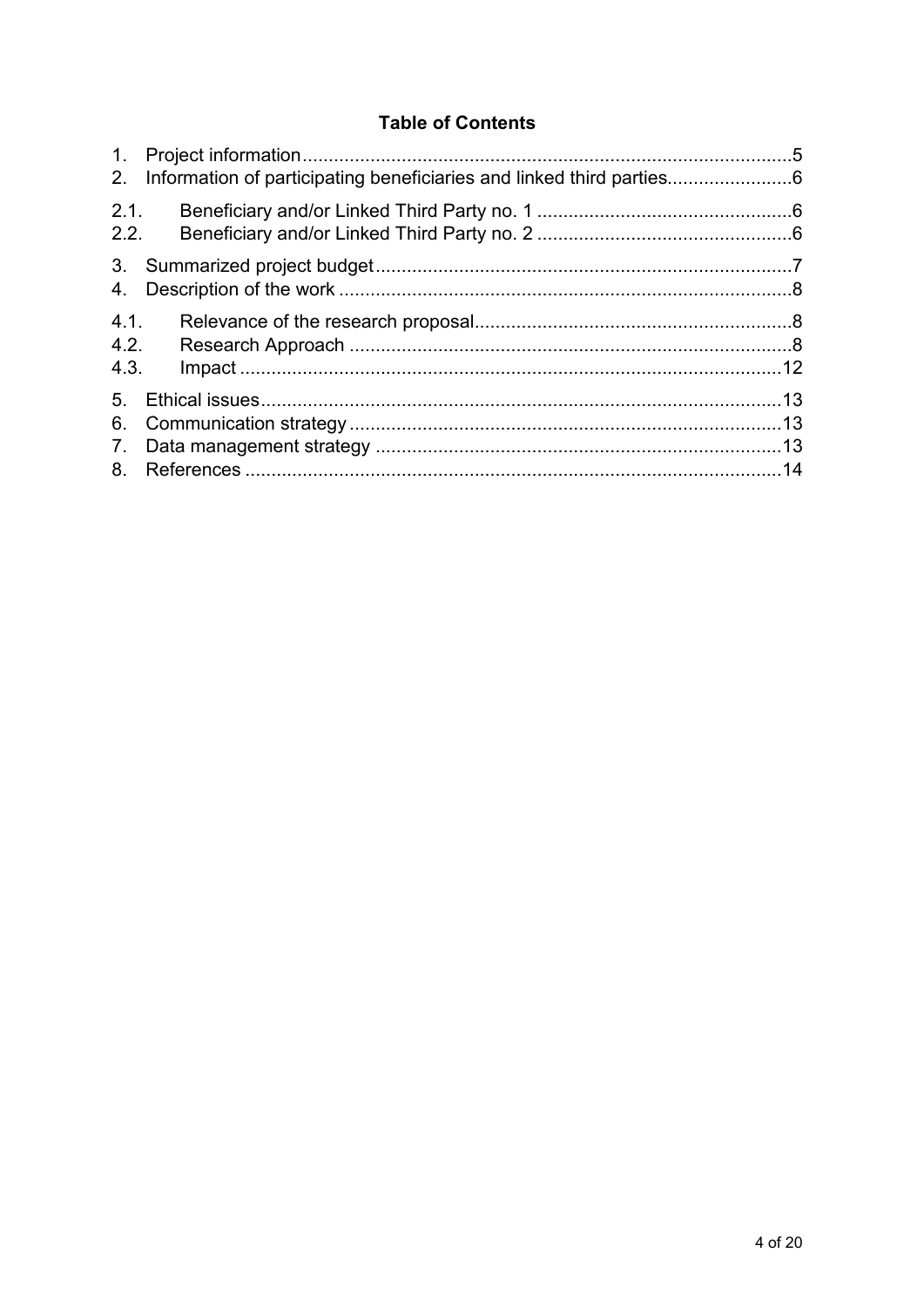**Table of Contents**

1. Project information ....................................................................................5
2. Information of participating beneficiaries and linked third parties........................6

2.1. Beneficiary and/or Linked Third Party no. 1 ................................................6
2.2. Beneficiary and/or Linked Third Party no. 2 ................................................6

3. Summarized project budget ...........................................................................7
4. Description of the work ..................................................................................8

4.1. Relevance of the research proposal.............................................................8
4.2. Research Approach ....................................................................................8
4.3. Impact .......................................................................................................12

5. Ethical issues ..................................................................................................13
6. Communication strategy ..................................................................................13
7. Data management strategy .............................................................................13
8. References ......................................................................................................14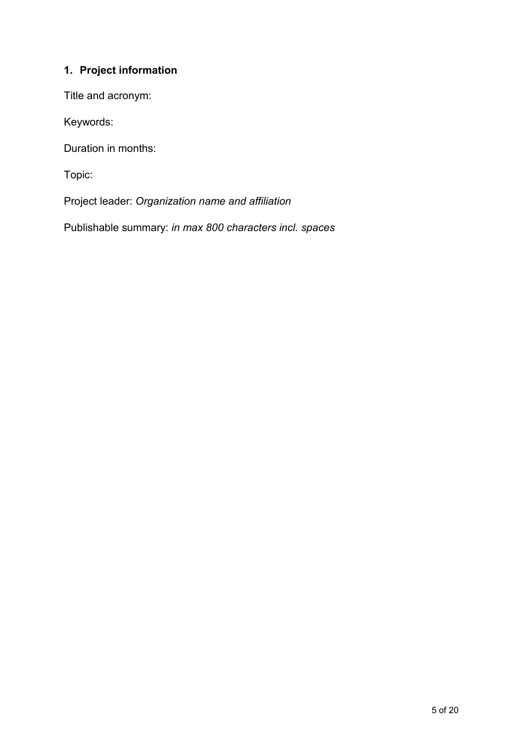## 1. Project information

Title and acronym:

Keywords:

Duration in months:

Topic:

Project leader: *Organization name and affiliation*

Publishable summary: *in max 800 characters incl. spaces*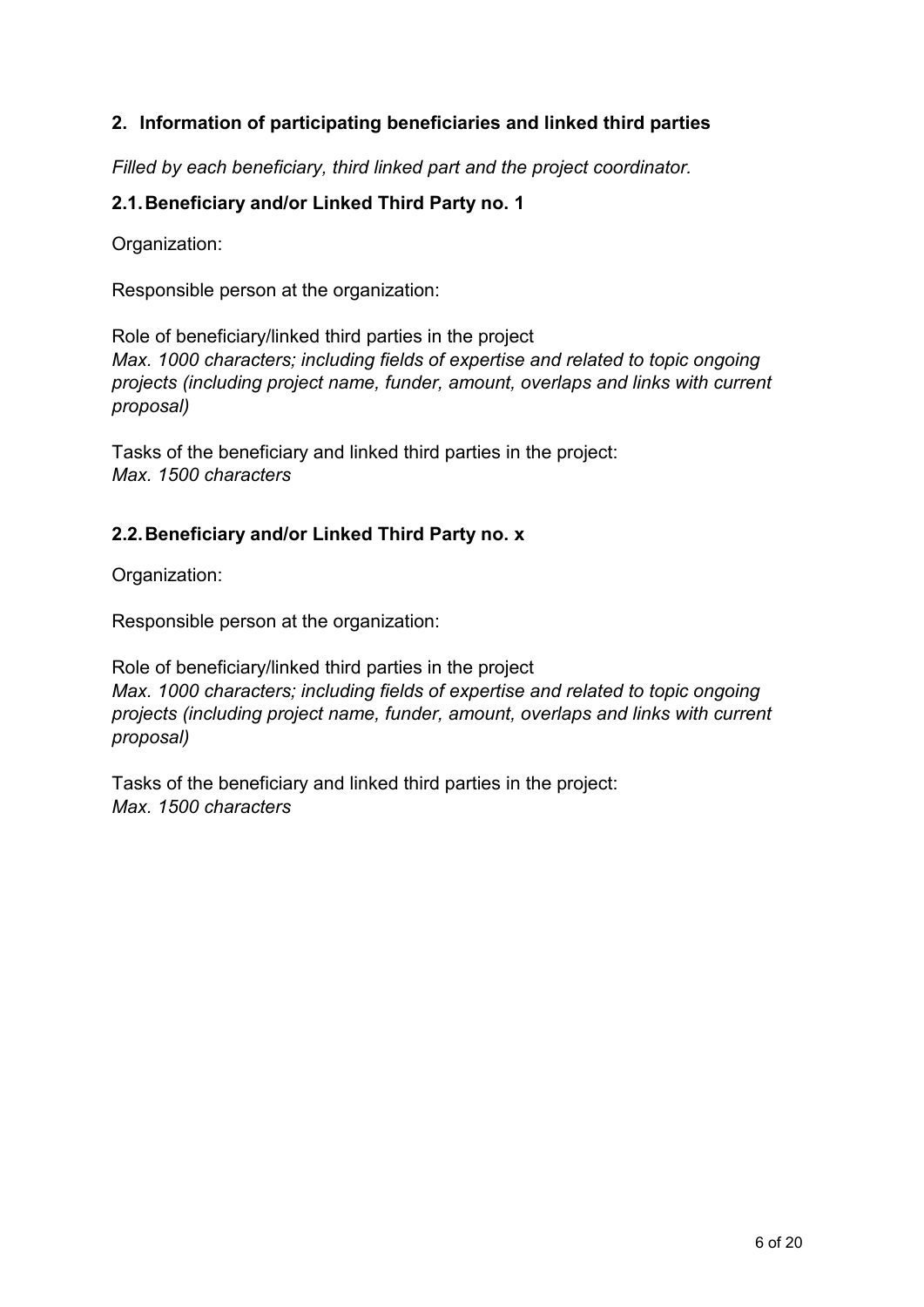## 2. Information of participating beneficiaries and linked third parties

*Filled by each beneficiary, third linked part and the project coordinator.*

### 2.1. Beneficiary and/or Linked Third Party no. 1

Organization:

Responsible person at the organization:

Role of beneficiary/linked third parties in the project
*Max. 1000 characters; including fields of expertise and related to topic ongoing projects (including project name, funder, amount, overlaps and links with current proposal)*

Tasks of the beneficiary and linked third parties in the project:
*Max. 1500 characters*

### 2.2. Beneficiary and/or Linked Third Party no. x

Organization:

Responsible person at the organization:

Role of beneficiary/linked third parties in the project
*Max. 1000 characters; including fields of expertise and related to topic ongoing projects (including project name, funder, amount, overlaps and links with current proposal)*

Tasks of the beneficiary and linked third parties in the project:
*Max. 1500 characters*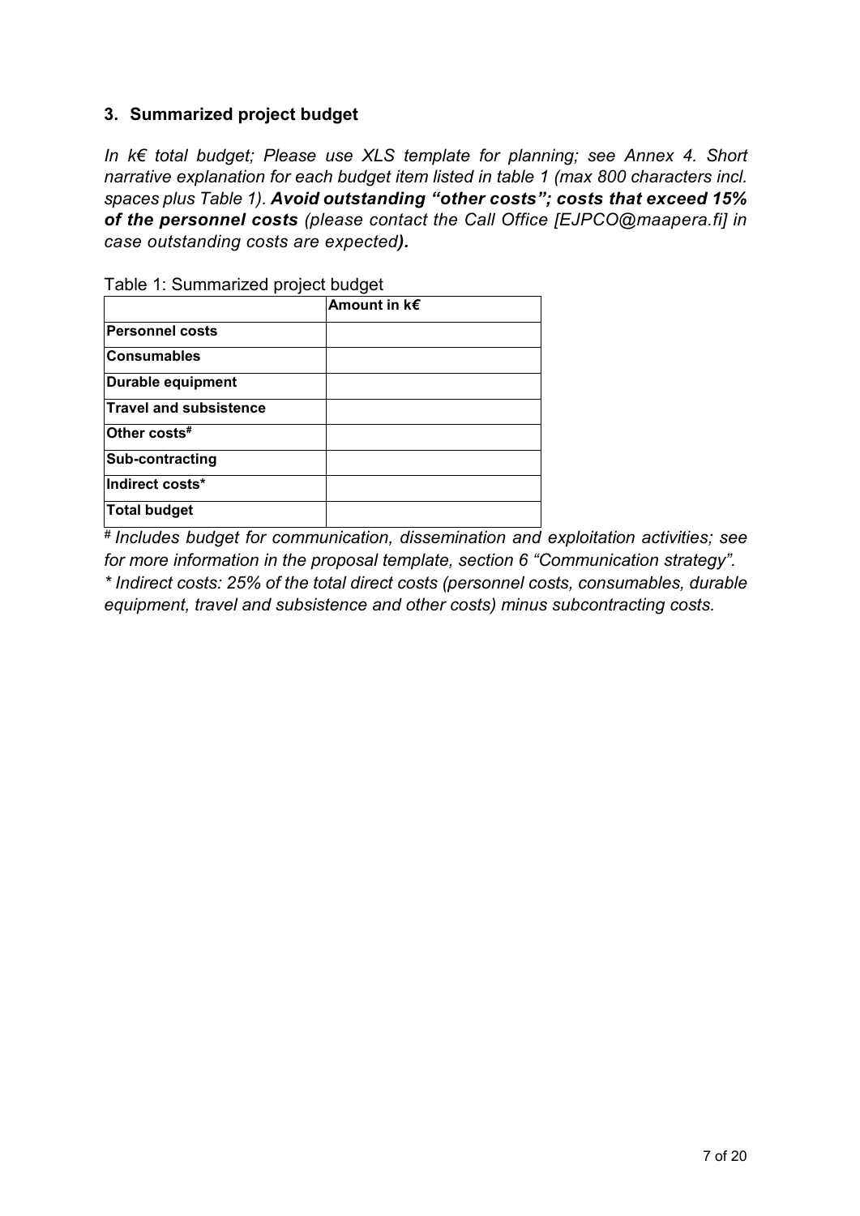## 3. Summarized project budget

*In k€ total budget; Please use XLS template for planning; see Annex 4. Short narrative explanation for each budget item listed in table 1 (max 800 characters incl. spaces plus Table 1).* ***Avoid outstanding "other costs"; costs that exceed 15% of the personnel costs*** *(please contact the Call Office [EJPCO@maapera.fi] in case outstanding costs are expected****).***

Table 1: Summarized project budget

| | **Amount in k€** |
|---|---|
| **Personnel costs** | |
| **Consumables** | |
| **Durable equipment** | |
| **Travel and subsistence** | |
| **Other costs#** | |
| **Sub-contracting** | |
| **Indirect costs*** | |
| **Total budget** | |

*# Includes budget for communication, dissemination and exploitation activities; see for more information in the proposal template, section 6 "Communication strategy".*

*\* Indirect costs: 25% of the total direct costs (personnel costs, consumables, durable equipment, travel and subsistence and other costs) minus subcontracting costs.*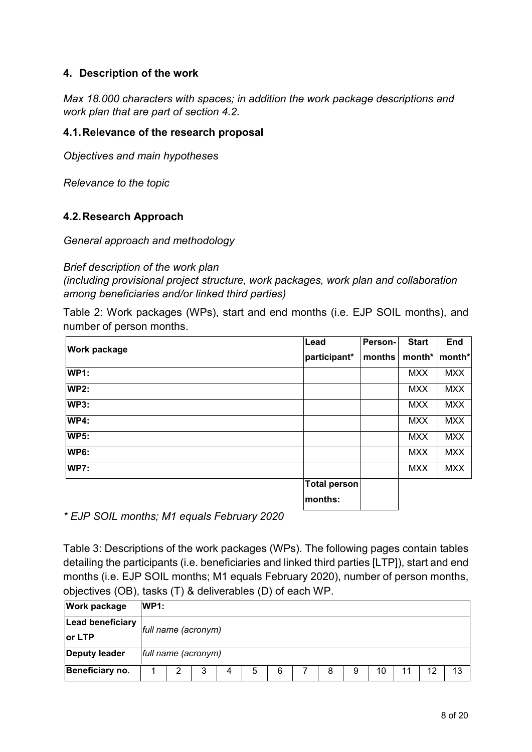## 4. Description of the work

*Max 18.000 characters with spaces; in addition the work package descriptions and work plan that are part of section 4.2.*

### 4.1. Relevance of the research proposal

*Objectives and main hypotheses*

*Relevance to the topic*

### 4.2. Research Approach

*General approach and methodology*

*Brief description of the work plan*
*(including provisional project structure, work packages, work plan and collaboration among beneficiaries and/or linked third parties)*

Table 2: Work packages (WPs), start and end months (i.e. EJP SOIL months), and number of person months.

| **Work package** | **Lead participant*** | **Person-months** | **Start month*** | **End month*** |
|---|---|---|---|---|
| **WP1:** | | | MXX | MXX |
| **WP2:** | | | MXX | MXX |
| **WP3:** | | | MXX | MXX |
| **WP4:** | | | MXX | MXX |
| **WP5:** | | | MXX | MXX |
| **WP6:** | | | MXX | MXX |
| **WP7:** | | | MXX | MXX |
| | **Total person months:** | | | |

*\* EJP SOIL months; M1 equals February 2020*

Table 3: Descriptions of the work packages (WPs). The following pages contain tables detailing the participants (i.e. beneficiaries and linked third parties [LTP]), start and end months (i.e. EJP SOIL months; M1 equals February 2020), number of person months, objectives (OB), tasks (T) & deliverables (D) of each WP.

| **Work package** | **WP1:** | | | | | | | | | | | | |
|---|---|---|---|---|---|---|---|---|---|---|---|---|---|
| **Lead beneficiary or LTP** | *full name (acronym)* | | | | | | | | | | | | |
| **Deputy leader** | *full name (acronym)* | | | | | | | | | | | | |
| **Beneficiary no.** | 1 | 2 | 3 | 4 | 5 | 6 | 7 | 8 | 9 | 10 | 11 | 12 | 13 |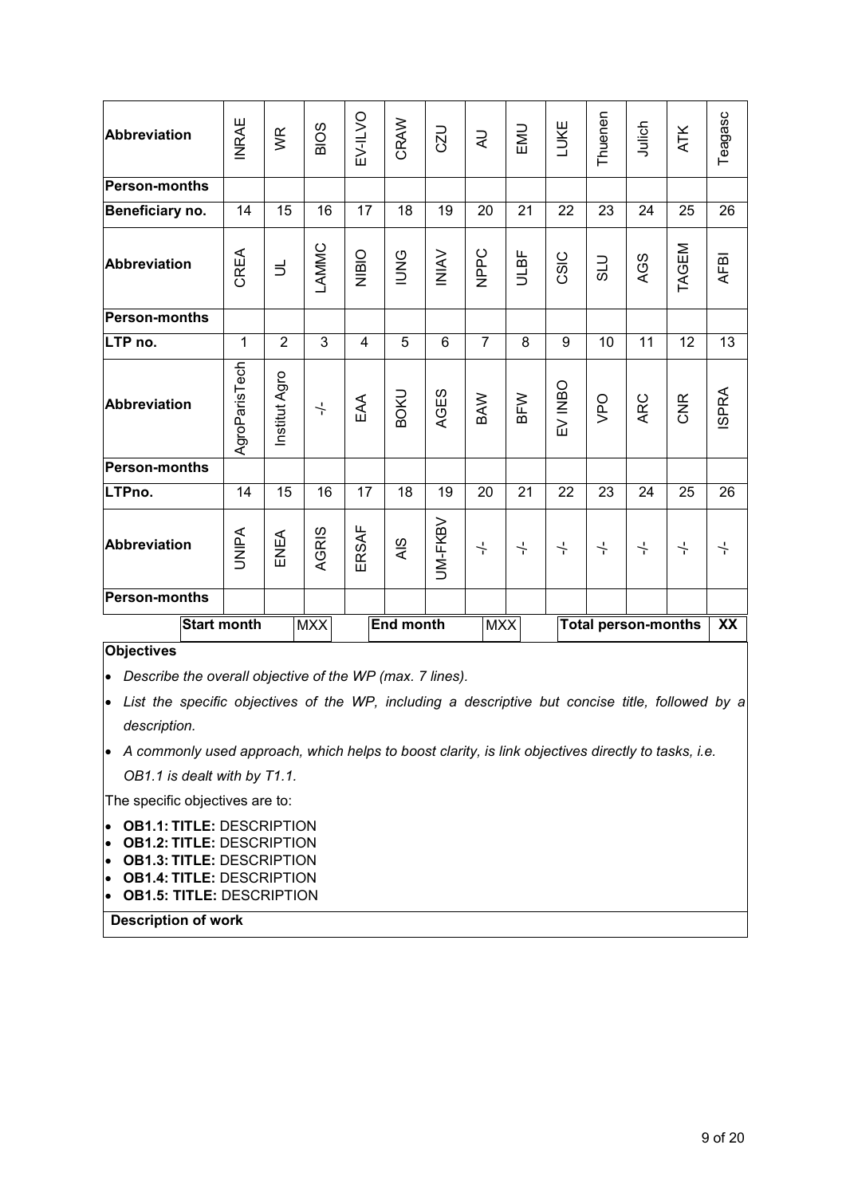| Abbreviation | INRAE | WR | BIOS | EV-ILVO | CRAW | CZU | AU | EMU | LUKE | Thuenen | Julich | ATK | Teagasc |
|---|---|---|---|---|---|---|---|---|---|---|---|---|---|
| Person-months | | | | | | | | | | | | | |
| Beneficiary no. | 14 | 15 | 16 | 17 | 18 | 19 | 20 | 21 | 22 | 23 | 24 | 25 | 26 |
| Abbreviation | CREA | UL | LAMMC | NIBIO | IUNG | INIAV | NPPC | ULBF | CSIC | SLU | AGS | TAGEM | AFBI |
| Person-months | | | | | | | | | | | | | |
| LTP no. | 1 | 2 | 3 | 4 | 5 | 6 | 7 | 8 | 9 | 10 | 11 | 12 | 13 |
| Abbreviation | AgroParisTech | Institut Agro | -/- | EAA | BOKU | AGES | BAW | BFW | EV INBO | VPO | ARC | CNR | ISPRA |
| Person-months | | | | | | | | | | | | | |
| LTPno. | 14 | 15 | 16 | 17 | 18 | 19 | 20 | 21 | 22 | 23 | 24 | 25 | 26 |
| Abbreviation | UNIPA | ENEA | AGRIS | ERSAF | AIS | UM-FKBV | -/- | -/- | -/- | -/- | -/- | -/- | -/- |
| Person-months | | | | | | | | | | | | | |

| Start month | MXX | End month | MXX | Total person-months | XX |
|---|---|---|---|---|---|

**Objectives**

- *Describe the overall objective of the WP (max. 7 lines).*
- *List the specific objectives of the WP, including a descriptive but concise title, followed by a description.*
- *A commonly used approach, which helps to boost clarity, is link objectives directly to tasks, i.e. OB1.1 is dealt with by T1.1.*

The specific objectives are to:

- **OB1.1: TITLE:** DESCRIPTION
- **OB1.2: TITLE:** DESCRIPTION
- **OB1.3: TITLE:** DESCRIPTION
- **OB1.4: TITLE:** DESCRIPTION
- **OB1.5: TITLE:** DESCRIPTION

**Description of work**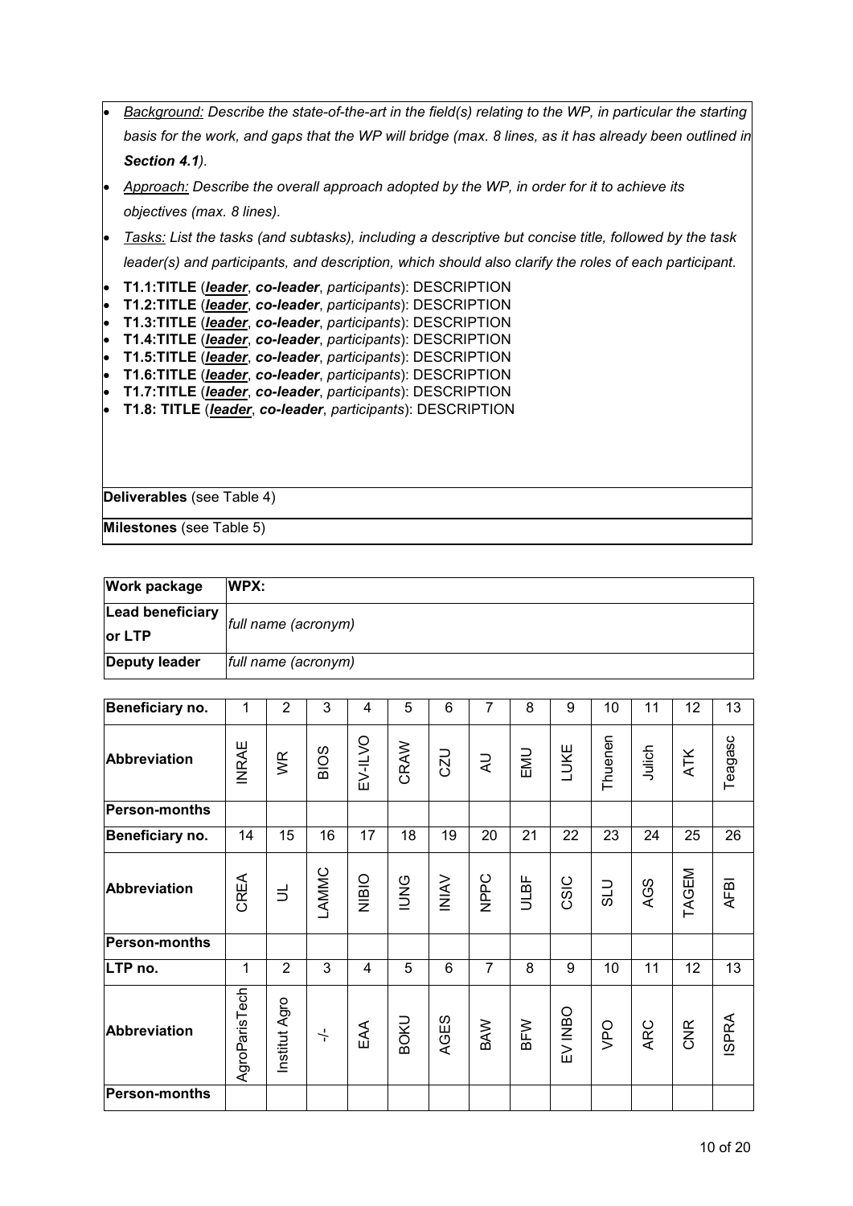- *Background: Describe the state-of-the-art in the field(s) relating to the WP, in particular the starting basis for the work, and gaps that the WP will bridge (max. 8 lines, as it has already been outlined in **Section 4.1**).*
- *Approach: Describe the overall approach adopted by the WP, in order for it to achieve its objectives (max. 8 lines).*
- *Tasks: List the tasks (and subtasks), including a descriptive but concise title, followed by the task leader(s) and participants, and description, which should also clarify the roles of each participant.*
- **T1.1:TITLE** (***leader***, ***co-leader***, *participants*): DESCRIPTION
- **T1.2:TITLE** (***leader***, ***co-leader***, *participants*): DESCRIPTION
- **T1.3:TITLE** (***leader***, ***co-leader***, *participants*): DESCRIPTION
- **T1.4:TITLE** (***leader***, ***co-leader***, *participants*): DESCRIPTION
- **T1.5:TITLE** (***leader***, ***co-leader***, *participants*): DESCRIPTION
- **T1.6:TITLE** (***leader***, ***co-leader***, *participants*): DESCRIPTION
- **T1.7:TITLE** (***leader***, ***co-leader***, *participants*): DESCRIPTION
- **T1.8: TITLE** (***leader***, ***co-leader***, *participants*): DESCRIPTION

**Deliverables** (see Table 4)

**Milestones** (see Table 5)

| **Work package** | **WPX:** |
|---|---|
| **Lead beneficiary or LTP** | *full name (acronym)* |
| **Deputy leader** | *full name (acronym)* |

| **Beneficiary no.** | 1 | 2 | 3 | 4 | 5 | 6 | 7 | 8 | 9 | 10 | 11 | 12 | 13 |
|---|---|---|---|---|---|---|---|---|---|---|---|---|---|
| **Abbreviation** | INRAE | WR | BIOS | EV-ILVO | CRAW | CZU | AU | EMU | LUKE | Thuenen | Julich | ATK | Teagasc |
| **Person-months** | | | | | | | | | | | | | |
| **Beneficiary no.** | 14 | 15 | 16 | 17 | 18 | 19 | 20 | 21 | 22 | 23 | 24 | 25 | 26 |
| **Abbreviation** | CREA | UL | LAMMC | NIBIO | IUNG | INIAV | NPPC | ULBF | CSIC | SLU | AGS | TAGEM | AFBI |
| **Person-months** | | | | | | | | | | | | | |
| **LTP no.** | 1 | 2 | 3 | 4 | 5 | 6 | 7 | 8 | 9 | 10 | 11 | 12 | 13 |
| **Abbreviation** | AgroParisTech | Institut Agro | -/- | EAA | BOKU | AGES | BAW | BFW | EV INBO | VPO | ARC | CNR | ISPRA |
| **Person-months** | | | | | | | | | | | | | |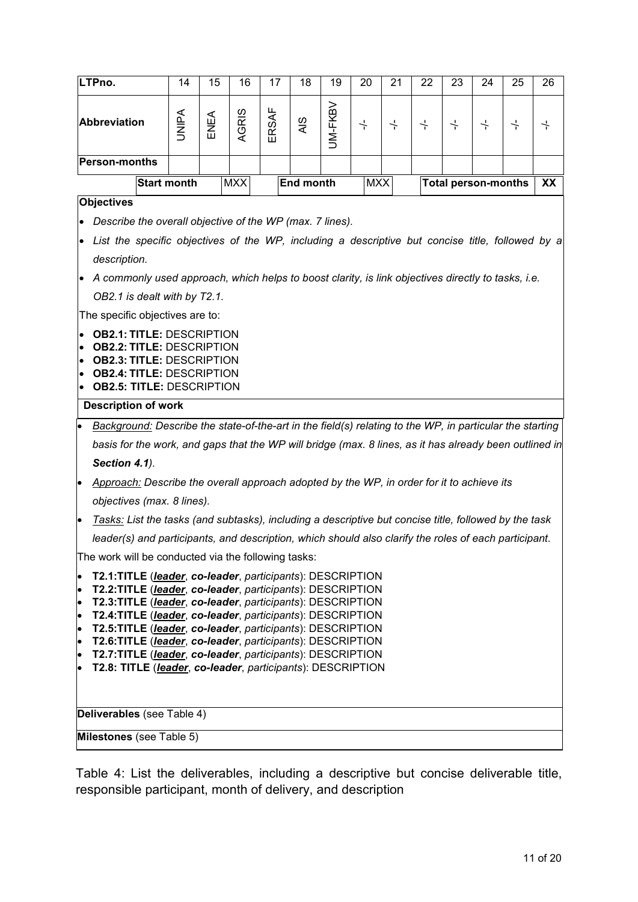| LTPno. | 14 | 15 | 16 | 17 | 18 | 19 | 20 | 21 | 22 | 23 | 24 | 25 | 26 |
|---|---|---|---|---|---|---|---|---|---|---|---|---|---|
| Abbreviation | UNIPA | ENEA | AGRIS | ERSAF | AIS | UM-FKBV | -/- | -/- | -/- | -/- | -/- | -/- | -/- |
| Person-months | | | | | | | | | | | | | |

| Start month | MXX | End month | MXX | Total person-months | XX |
|---|---|---|---|---|---|

**Objectives**

- *Describe the overall objective of the WP (max. 7 lines).*
- *List the specific objectives of the WP, including a descriptive but concise title, followed by a description.*
- *A commonly used approach, which helps to boost clarity, is link objectives directly to tasks, i.e. OB2.1 is dealt with by T2.1.*

The specific objectives are to:

- **OB2.1: TITLE:** DESCRIPTION
- **OB2.2: TITLE:** DESCRIPTION
- **OB2.3: TITLE:** DESCRIPTION
- **OB2.4: TITLE:** DESCRIPTION
- **OB2.5: TITLE:** DESCRIPTION

**Description of work**

- *Background: Describe the state-of-the-art in the field(s) relating to the WP, in particular the starting basis for the work, and gaps that the WP will bridge (max. 8 lines, as it has already been outlined in **Section 4.1**).*
- *Approach: Describe the overall approach adopted by the WP, in order for it to achieve its objectives (max. 8 lines).*
- *Tasks: List the tasks (and subtasks), including a descriptive but concise title, followed by the task leader(s) and participants, and description, which should also clarify the roles of each participant.*

The work will be conducted via the following tasks:

- **T2.1:TITLE** (***leader***, ***co-leader***, *participants*): DESCRIPTION
- **T2.2:TITLE** (***leader***, ***co-leader***, *participants*): DESCRIPTION
- **T2.3:TITLE** (***leader***, ***co-leader***, *participants*): DESCRIPTION
- **T2.4:TITLE** (***leader***, ***co-leader***, *participants*): DESCRIPTION
- **T2.5:TITLE** (***leader***, ***co-leader***, *participants*): DESCRIPTION
- **T2.6:TITLE** (***leader***, ***co-leader***, *participants*): DESCRIPTION
- **T2.7:TITLE** (***leader***, ***co-leader***, *participants*): DESCRIPTION
- **T2.8: TITLE** (***leader***, ***co-leader***, *participants*): DESCRIPTION

**Deliverables** (see Table 4)

**Milestones** (see Table 5)

Table 4: List the deliverables, including a descriptive but concise deliverable title, responsible participant, month of delivery, and description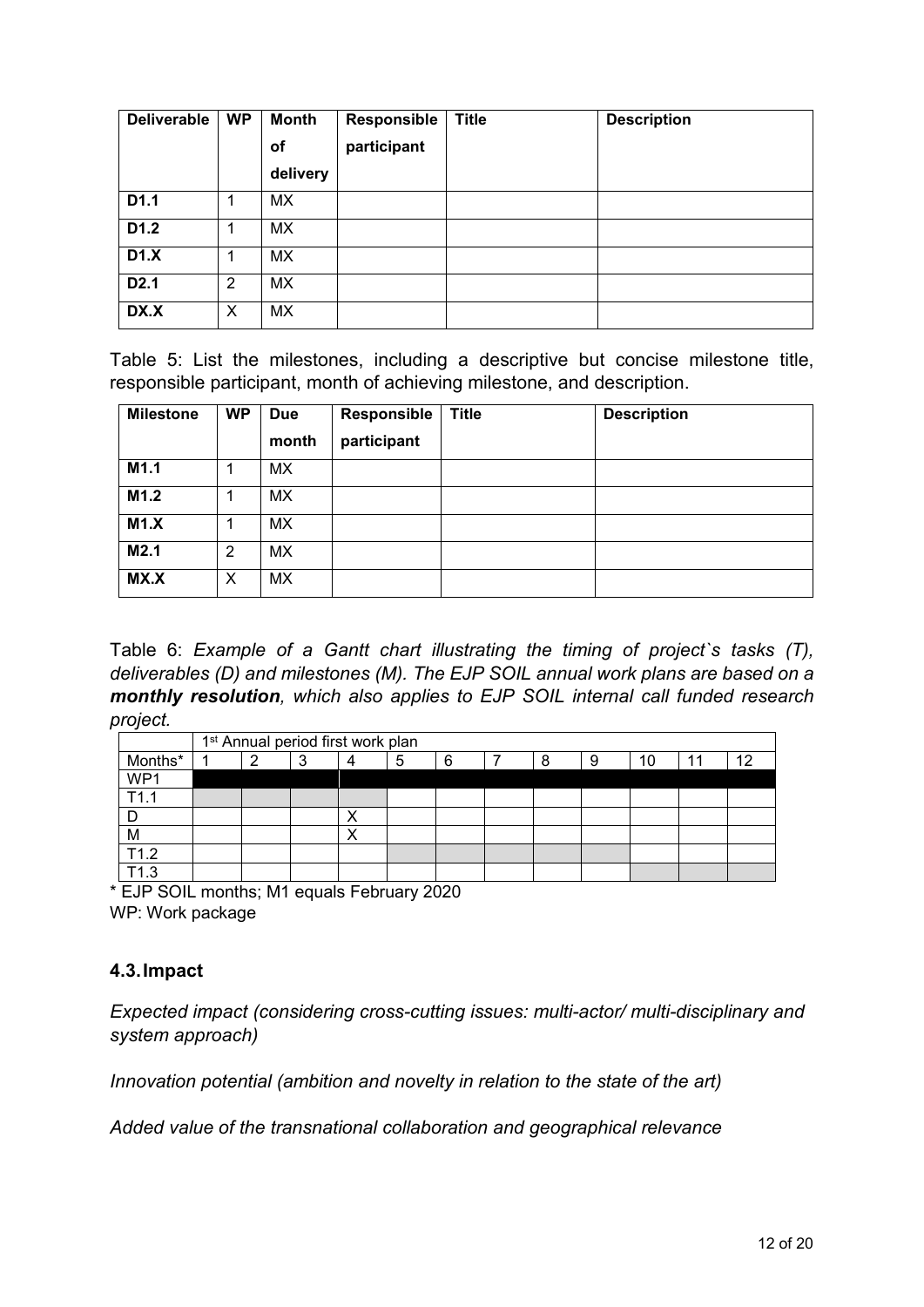| Deliverable | WP | Month of delivery | Responsible participant | Title | Description |
|---|---|---|---|---|---|
| **D1.1** | 1 | MX | | | |
| **D1.2** | 1 | MX | | | |
| **D1.X** | 1 | MX | | | |
| **D2.1** | 2 | MX | | | |
| **DX.X** | X | MX | | | |

Table 5: List the milestones, including a descriptive but concise milestone title, responsible participant, month of achieving milestone, and description.

| Milestone | WP | Due month | Responsible participant | Title | Description |
|---|---|---|---|---|---|
| **M1.1** | 1 | MX | | | |
| **M1.2** | 1 | MX | | | |
| **M1.X** | 1 | MX | | | |
| **M2.1** | 2 | MX | | | |
| **MX.X** | X | MX | | | |

Table 6: *Example of a Gantt chart illustrating the timing of project`s tasks (T), deliverables (D) and milestones (M). The EJP SOIL annual work plans are based on a* ***monthly resolution****, which also applies to EJP SOIL internal call funded research project.*

| | 1st Annual period first work plan | | | | | | | | | | | |
|---|---|---|---|---|---|---|---|---|---|---|---|---|
| Months* | 1 | 2 | 3 | 4 | 5 | 6 | 7 | 8 | 9 | 10 | 11 | 12 |
| WP1 | | | | | | | | | | | | |
| T1.1 | | | | | | | | | | | | |
| D | | | | X | | | | | | | | |
| M | | | | X | | | | | | | | |
| T1.2 | | | | | | | | | | | | |
| T1.3 | | | | | | | | | | | | |

* EJP SOIL months; M1 equals February 2020
WP: Work package

### 4.3. Impact

*Expected impact (considering cross-cutting issues: multi-actor/ multi-disciplinary and system approach)*

*Innovation potential (ambition and novelty in relation to the state of the art)*

*Added value of the transnational collaboration and geographical relevance*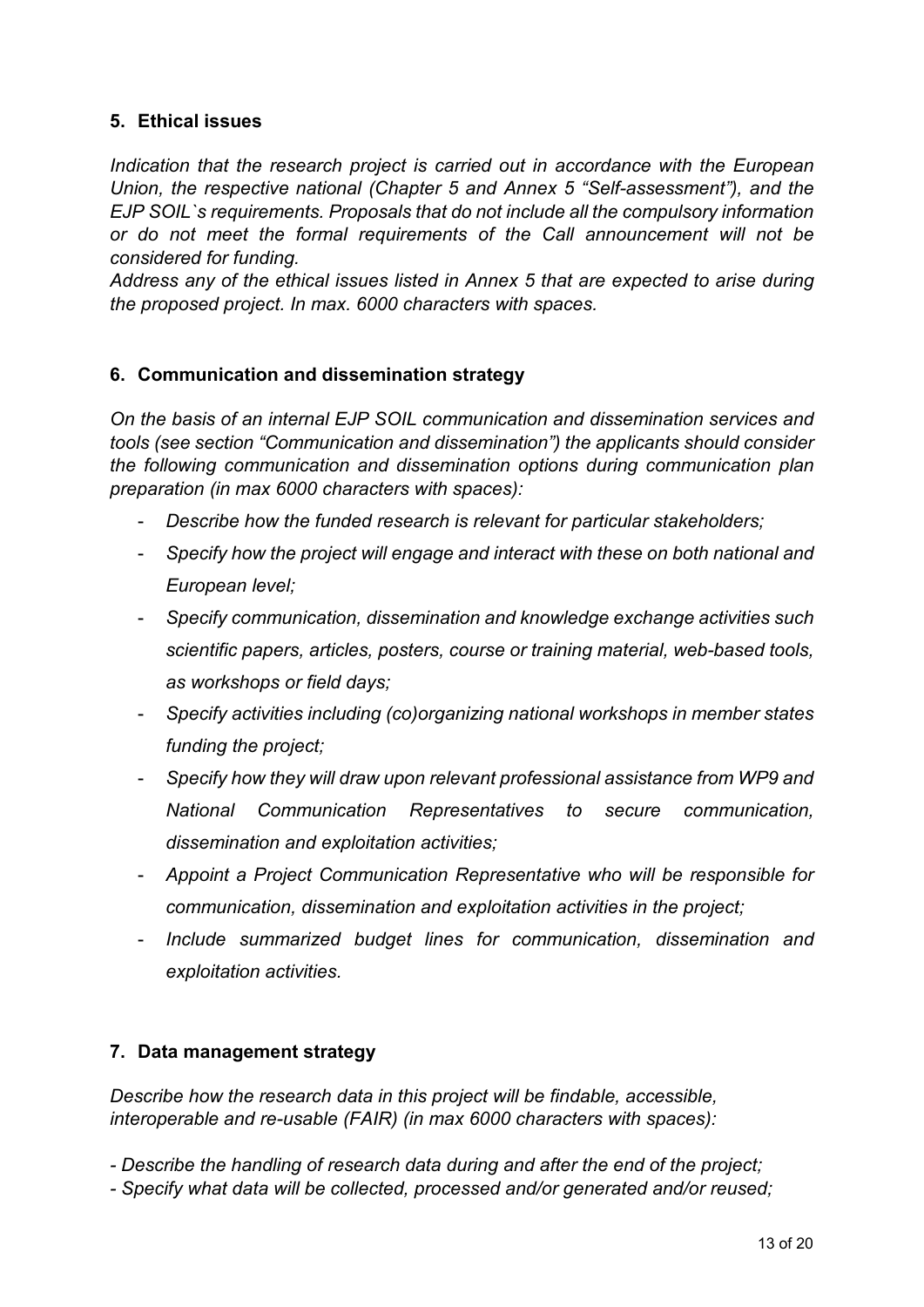## 5. Ethical issues

*Indication that the research project is carried out in accordance with the European Union, the respective national (Chapter 5 and Annex 5 "Self-assessment"), and the EJP SOIL`s requirements. Proposals that do not include all the compulsory information or do not meet the formal requirements of the Call announcement will not be considered for funding.*

*Address any of the ethical issues listed in Annex 5 that are expected to arise during the proposed project. In max. 6000 characters with spaces.*

## 6. Communication and dissemination strategy

*On the basis of an internal EJP SOIL communication and dissemination services and tools (see section "Communication and dissemination") the applicants should consider the following communication and dissemination options during communication plan preparation (in max 6000 characters with spaces):*

- *Describe how the funded research is relevant for particular stakeholders;*
- *Specify how the project will engage and interact with these on both national and European level;*
- *Specify communication, dissemination and knowledge exchange activities such scientific papers, articles, posters, course or training material, web-based tools, as workshops or field days;*
- *Specify activities including (co)organizing national workshops in member states funding the project;*
- *Specify how they will draw upon relevant professional assistance from WP9 and National Communication Representatives to secure communication, dissemination and exploitation activities;*
- *Appoint a Project Communication Representative who will be responsible for communication, dissemination and exploitation activities in the project;*
- *Include summarized budget lines for communication, dissemination and exploitation activities.*

## 7. Data management strategy

*Describe how the research data in this project will be findable, accessible, interoperable and re-usable (FAIR) (in max 6000 characters with spaces):*

*- Describe the handling of research data during and after the end of the project;*
*- Specify what data will be collected, processed and/or generated and/or reused;*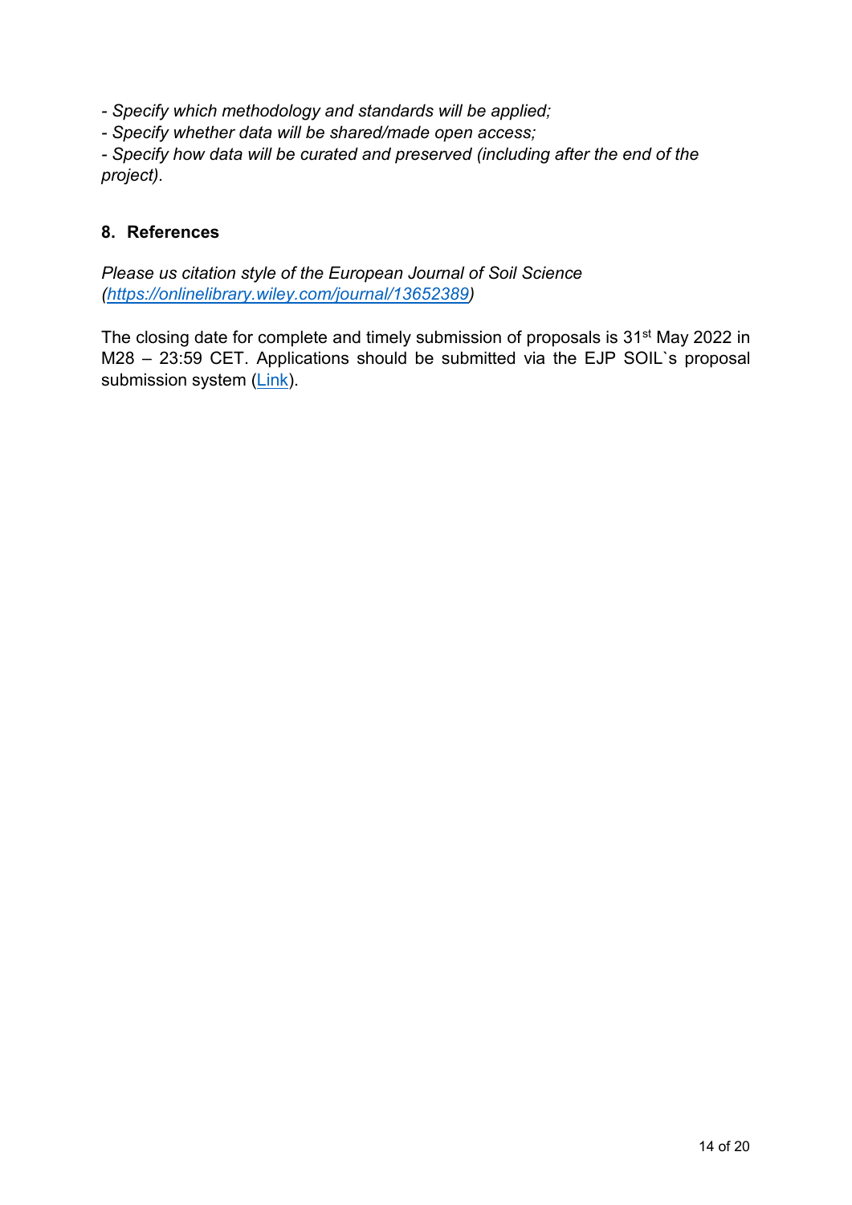*- Specify which methodology and standards will be applied;*
*- Specify whether data will be shared/made open access;*
*- Specify how data will be curated and preserved (including after the end of the project).*

## 8. References

*Please us citation style of the European Journal of Soil Science ([https://onlinelibrary.wiley.com/journal/13652389](https://onlinelibrary.wiley.com/journal/13652389))*

The closing date for complete and timely submission of proposals is 31st May 2022 in M28 – 23:59 CET. Applications should be submitted via the EJP SOIL`s proposal submission system (Link).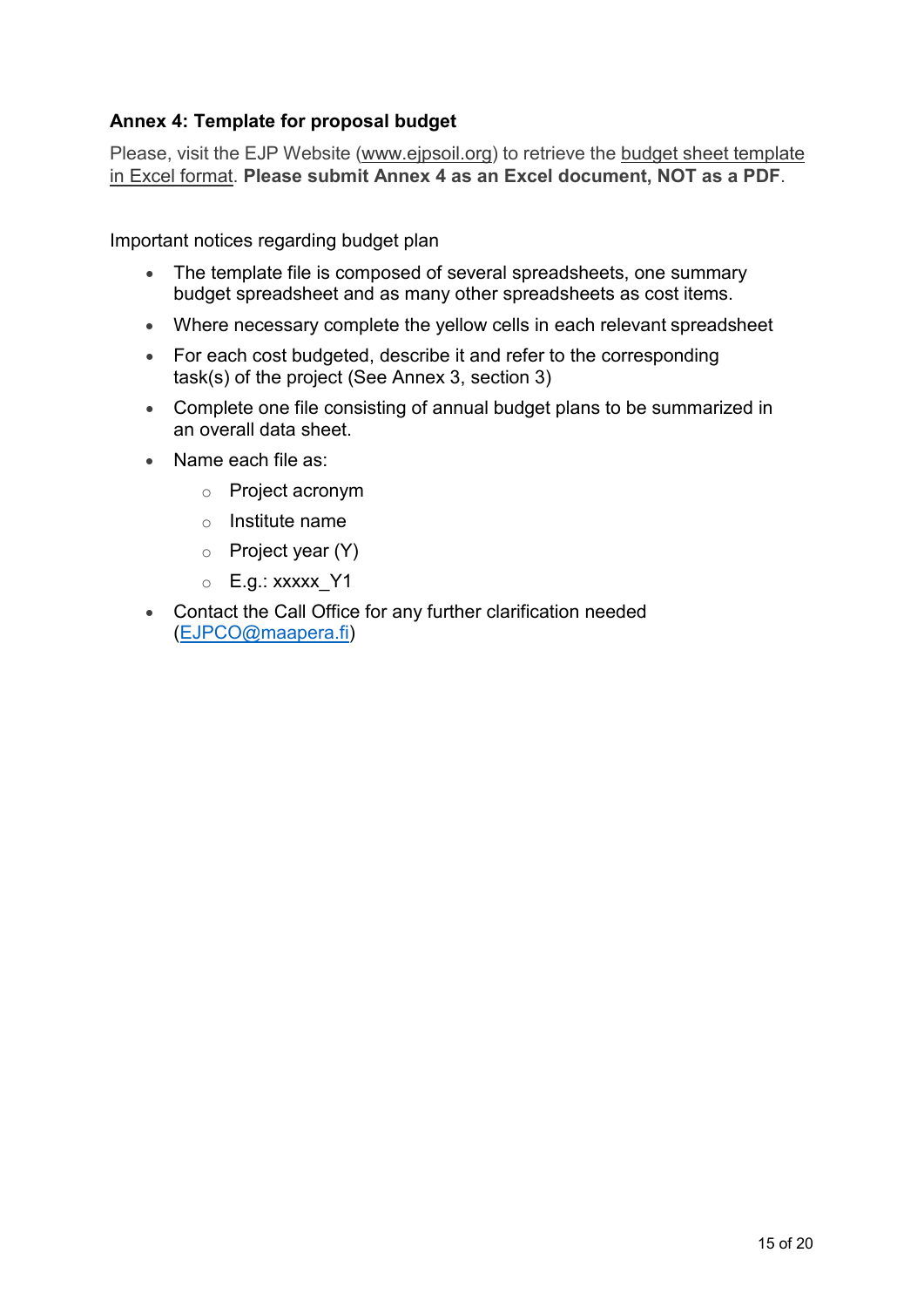### Annex 4: Template for proposal budget

Please, visit the EJP Website (www.ejpsoil.org) to retrieve the budget sheet template in Excel format. **Please submit Annex 4 as an Excel document, NOT as a PDF**.

Important notices regarding budget plan

- The template file is composed of several spreadsheets, one summary budget spreadsheet and as many other spreadsheets as cost items.
- Where necessary complete the yellow cells in each relevant spreadsheet
- For each cost budgeted, describe it and refer to the corresponding task(s) of the project (See Annex 3, section 3)
- Complete one file consisting of annual budget plans to be summarized in an overall data sheet.
- Name each file as:
  - Project acronym
  - Institute name
  - Project year (Y)
  - E.g.: xxxxx_Y1
- Contact the Call Office for any further clarification needed (EJPCO@maapera.fi)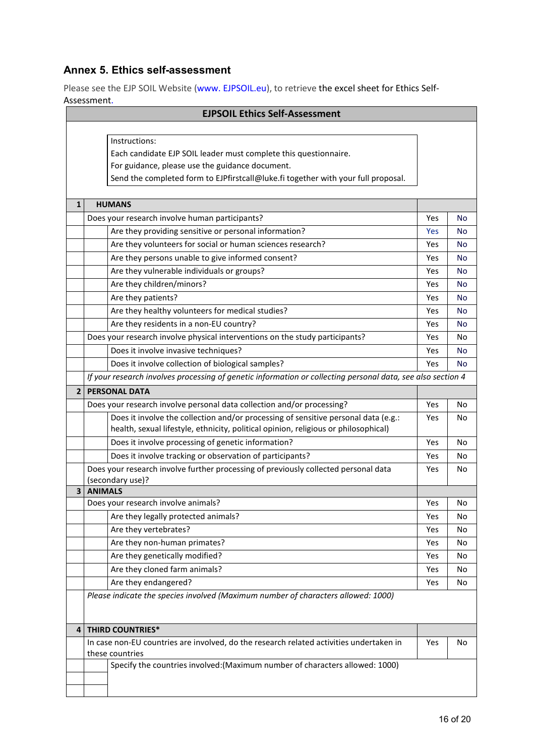## Annex 5. Ethics self-assessment

Please see the EJP SOIL Website (www. EJPSOIL.eu), to retrieve the excel sheet for Ethics Self-Assessment.

| EJPSOIL Ethics Self-Assessment | | | |
|---|---|---|---|
| Instructions:<br>Each candidate EJP SOIL leader must complete this questionnaire.<br>For guidance, please use the guidance document.<br>Send the completed form to EJPfirstcall@luke.fi together with your full proposal. | | | |
| **1 HUMANS** | | | |
| Does your research involve human participants? | Yes | No |
| Are they providing sensitive or personal information? | Yes | No |
| Are they volunteers for social or human sciences research? | Yes | No |
| Are they persons unable to give informed consent? | Yes | No |
| Are they vulnerable individuals or groups? | Yes | No |
| Are they children/minors? | Yes | No |
| Are they patients? | Yes | No |
| Are they healthy volunteers for medical studies? | Yes | No |
| Are they residents in a non-EU country? | Yes | No |
| Does your research involve physical interventions on the study participants? | Yes | No |
| Does it involve invasive techniques? | Yes | No |
| Does it involve collection of biological samples? | Yes | No |
| *If your research involves processing of genetic information or collecting personal data, see also section 4* | | |
| **2 PERSONAL DATA** | | |
| Does your research involve personal data collection and/or processing? | Yes | No |
| Does it involve the collection and/or processing of sensitive personal data (e.g.: health, sexual lifestyle, ethnicity, political opinion, religious or philosophical) | Yes | No |
| Does it involve processing of genetic information? | Yes | No |
| Does it involve tracking or observation of participants? | Yes | No |
| Does your research involve further processing of previously collected personal data (secondary use)? | Yes | No |
| **3 ANIMALS** | | |
| Does your research involve animals? | Yes | No |
| Are they legally protected animals? | Yes | No |
| Are they vertebrates? | Yes | No |
| Are they non-human primates? | Yes | No |
| Are they genetically modified? | Yes | No |
| Are they cloned farm animals? | Yes | No |
| Are they endangered? | Yes | No |
| *Please indicate the species involved (Maximum number of characters allowed: 1000)* | | |
| **4 THIRD COUNTRIES*** | | |
| In case non-EU countries are involved, do the research related activities undertaken in these countries | Yes | No |
| Specify the countries involved:(Maximum number of characters allowed: 1000) | | |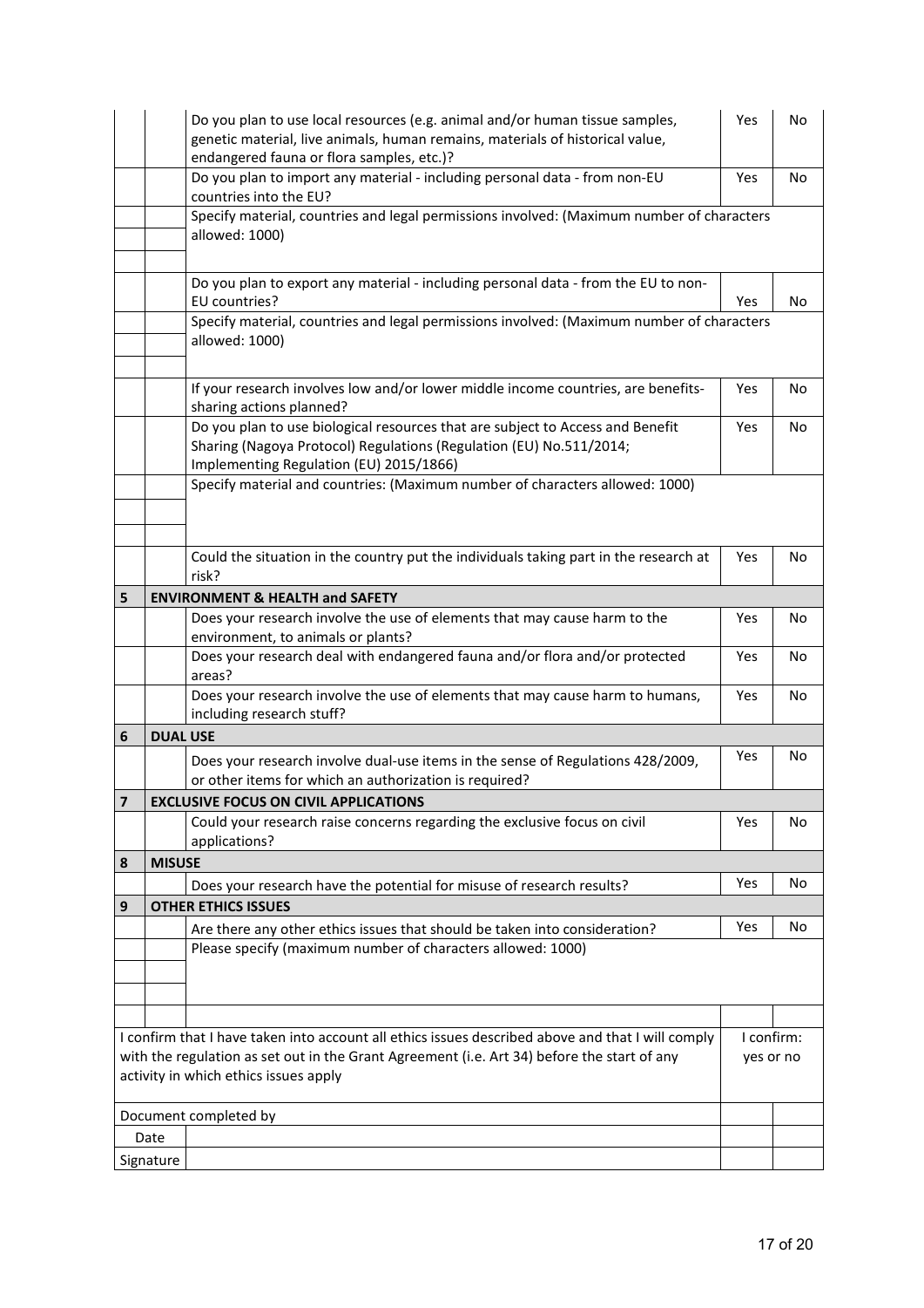| | | | | |
|---|---|---|---|---|
| | | Do you plan to use local resources (e.g. animal and/or human tissue samples, genetic material, live animals, human remains, materials of historical value, endangered fauna or flora samples, etc.)? | Yes | No |
| | | Do you plan to import any material - including personal data - from non-EU countries into the EU? | Yes | No |
| | | Specify material, countries and legal permissions involved: (Maximum number of characters allowed: 1000) | | |
| | | Do you plan to export any material - including personal data - from the EU to non-EU countries? | Yes | No |
| | | Specify material, countries and legal permissions involved: (Maximum number of characters allowed: 1000) | | |
| | | If your research involves low and/or lower middle income countries, are benefits-sharing actions planned? | Yes | No |
| | | Do you plan to use biological resources that are subject to Access and Benefit Sharing (Nagoya Protocol) Regulations (Regulation (EU) No.511/2014; Implementing Regulation (EU) 2015/1866) | Yes | No |
| | | Specify material and countries: (Maximum number of characters allowed: 1000) | | |
| | | Could the situation in the country put the individuals taking part in the research at risk? | Yes | No |
| **5** | **ENVIRONMENT & HEALTH and SAFETY** | | | |
| | | Does your research involve the use of elements that may cause harm to the environment, to animals or plants? | Yes | No |
| | | Does your research deal with endangered fauna and/or flora and/or protected areas? | Yes | No |
| | | Does your research involve the use of elements that may cause harm to humans, including research stuff? | Yes | No |
| **6** | **DUAL USE** | | | |
| | | Does your research involve dual-use items in the sense of Regulations 428/2009, or other items for which an authorization is required? | Yes | No |
| **7** | **EXCLUSIVE FOCUS ON CIVIL APPLICATIONS** | | | |
| | | Could your research raise concerns regarding the exclusive focus on civil applications? | Yes | No |
| **8** | **MISUSE** | | | |
| | | Does your research have the potential for misuse of research results? | Yes | No |
| **9** | **OTHER ETHICS ISSUES** | | | |
| | | Are there any other ethics issues that should be taken into consideration? | Yes | No |
| | | Please specify (maximum number of characters allowed: 1000) | | |

| | | |
|---|---|---|
| I confirm that I have taken into account all ethics issues described above and that I will comply with the regulation as set out in the Grant Agreement (i.e. Art 34) before the start of any activity in which ethics issues apply | I confirm: yes or no | |
| Document completed by | | |
| Date | | |
| Signature | | |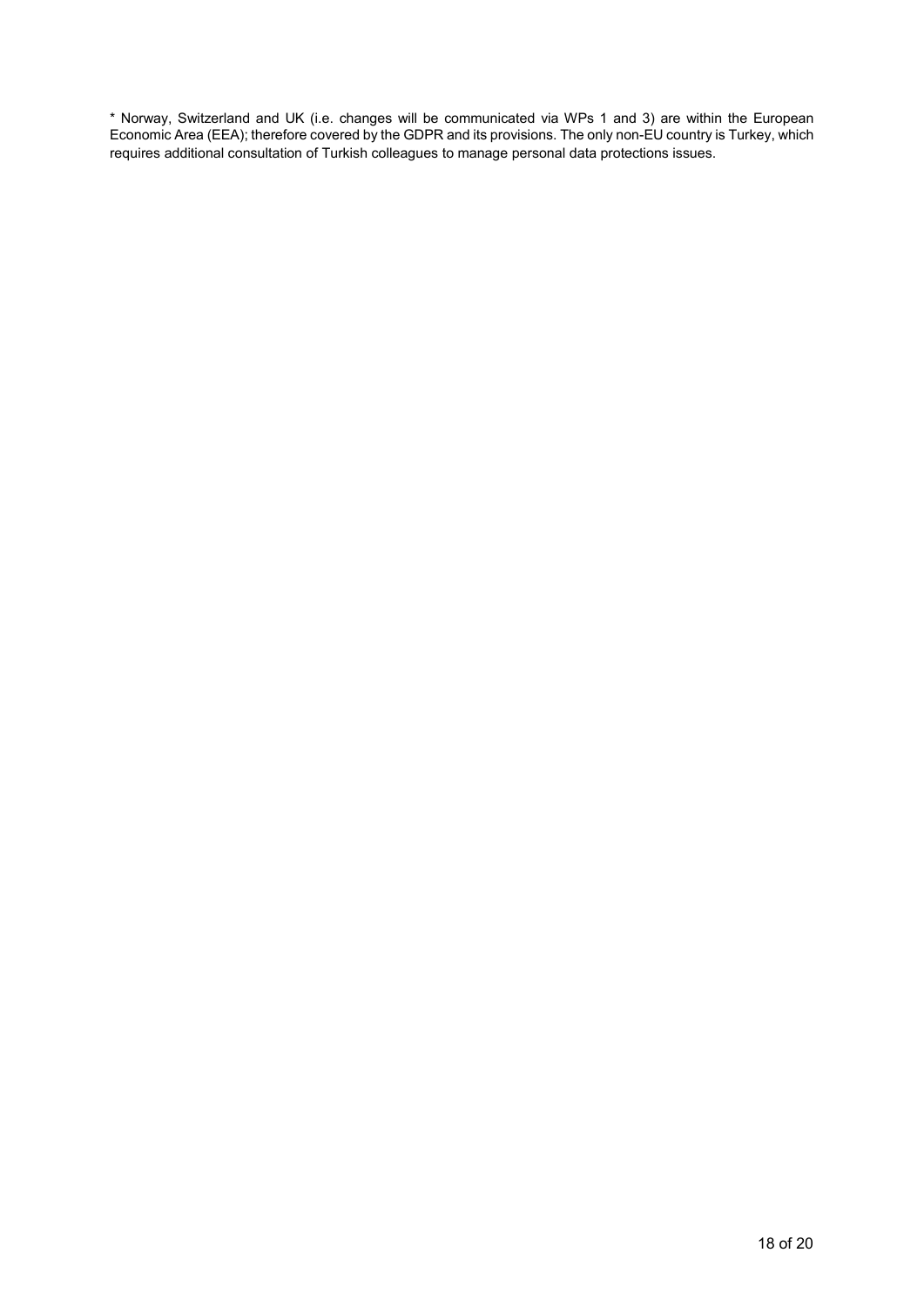* Norway, Switzerland and UK (i.e. changes will be communicated via WPs 1 and 3) are within the European Economic Area (EEA); therefore covered by the GDPR and its provisions. The only non-EU country is Turkey, which requires additional consultation of Turkish colleagues to manage personal data protections issues.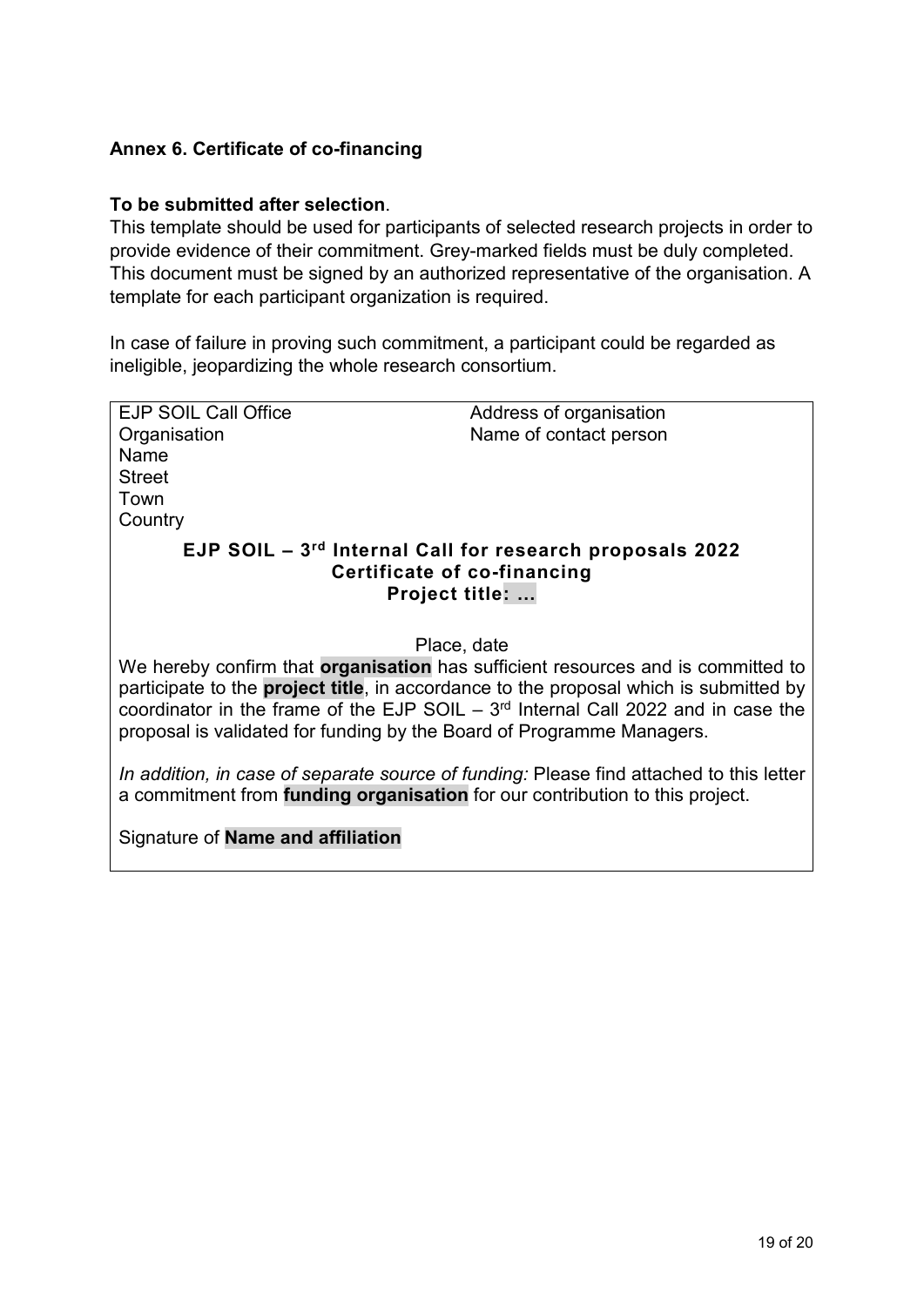**Annex 6. Certificate of co-financing**

**To be submitted after selection**.

This template should be used for participants of selected research projects in order to provide evidence of their commitment. Grey-marked fields must be duly completed. This document must be signed by an authorized representative of the organisation. A template for each participant organization is required.

In case of failure in proving such commitment, a participant could be regarded as ineligible, jeopardizing the whole research consortium.

| EJP SOIL Call Office<br>Organisation<br>Name<br>Street<br>Town<br>Country | Address of organisation<br>Name of contact person |
|---|---|

**EJP SOIL – 3rd Internal Call for research proposals 2022**
**Certificate of co-financing**
**Project title: …**

Place, date

We hereby confirm that **organisation** has sufficient resources and is committed to participate to the **project title**, in accordance to the proposal which is submitted by coordinator in the frame of the EJP SOIL – 3rd Internal Call 2022 and in case the proposal is validated for funding by the Board of Programme Managers.

*In addition, in case of separate source of funding:* Please find attached to this letter a commitment from **funding organisation** for our contribution to this project.

Signature of **Name and affiliation**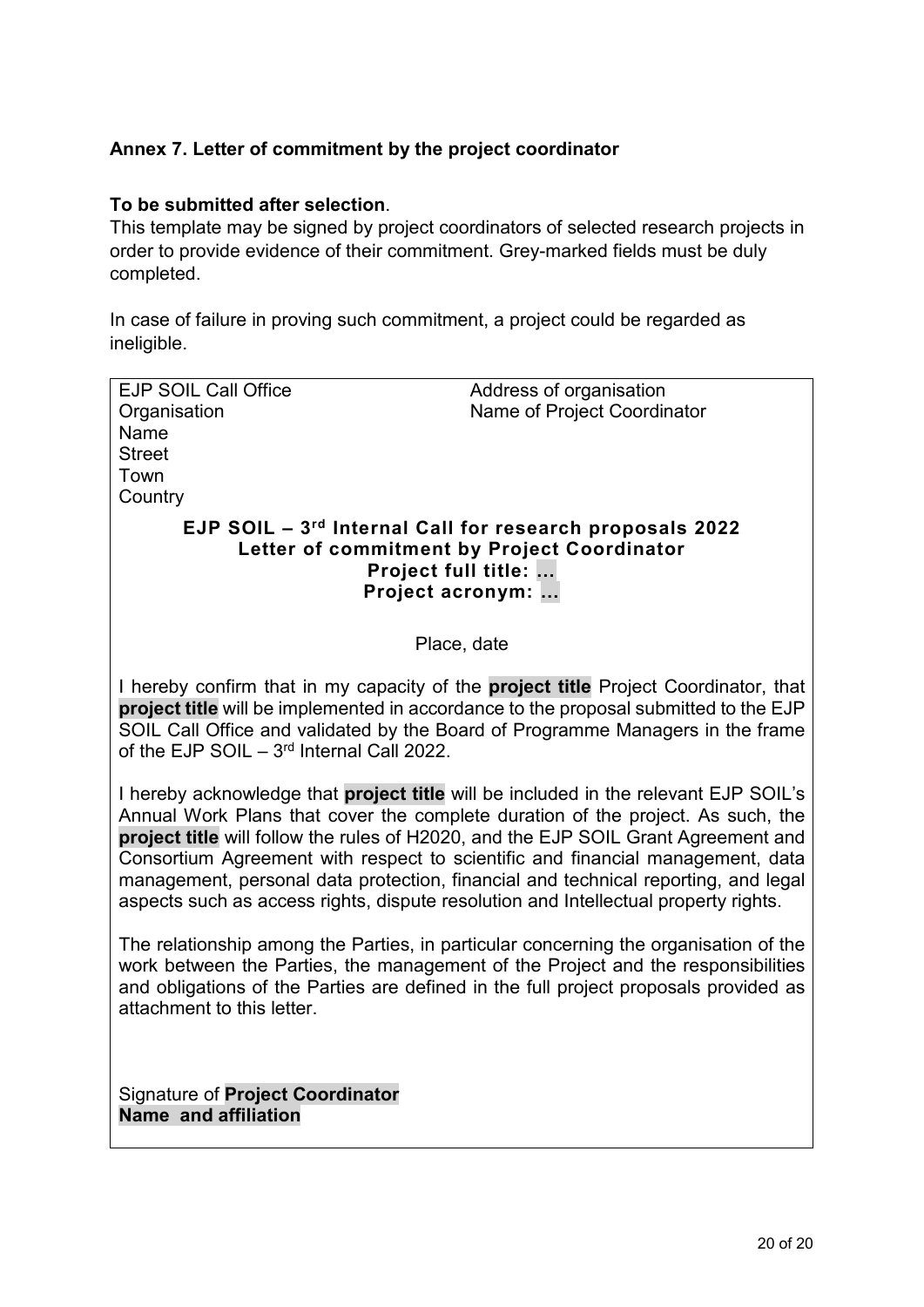## Annex 7. Letter of commitment by the project coordinator

**To be submitted after selection**.

This template may be signed by project coordinators of selected research projects in order to provide evidence of their commitment. Grey-marked fields must be duly completed.

In case of failure in proving such commitment, a project could be regarded as ineligible.

EJP SOIL Call Office
Organisation
Name
Street
Town
Country

Address of organisation
Name of Project Coordinator

**EJP SOIL – 3rd Internal Call for research proposals 2022**
**Letter of commitment by Project Coordinator**
**Project full title: …**
**Project acronym: …**

Place, date

I hereby confirm that in my capacity of the **project title** Project Coordinator, that **project title** will be implemented in accordance to the proposal submitted to the EJP SOIL Call Office and validated by the Board of Programme Managers in the frame of the EJP SOIL – 3rd Internal Call 2022.

I hereby acknowledge that **project title** will be included in the relevant EJP SOIL's Annual Work Plans that cover the complete duration of the project. As such, the **project title** will follow the rules of H2020, and the EJP SOIL Grant Agreement and Consortium Agreement with respect to scientific and financial management, data management, personal data protection, financial and technical reporting, and legal aspects such as access rights, dispute resolution and Intellectual property rights.

The relationship among the Parties, in particular concerning the organisation of the work between the Parties, the management of the Project and the responsibilities and obligations of the Parties are defined in the full project proposals provided as attachment to this letter.

Signature of **Project Coordinator**
**Name and affiliation**